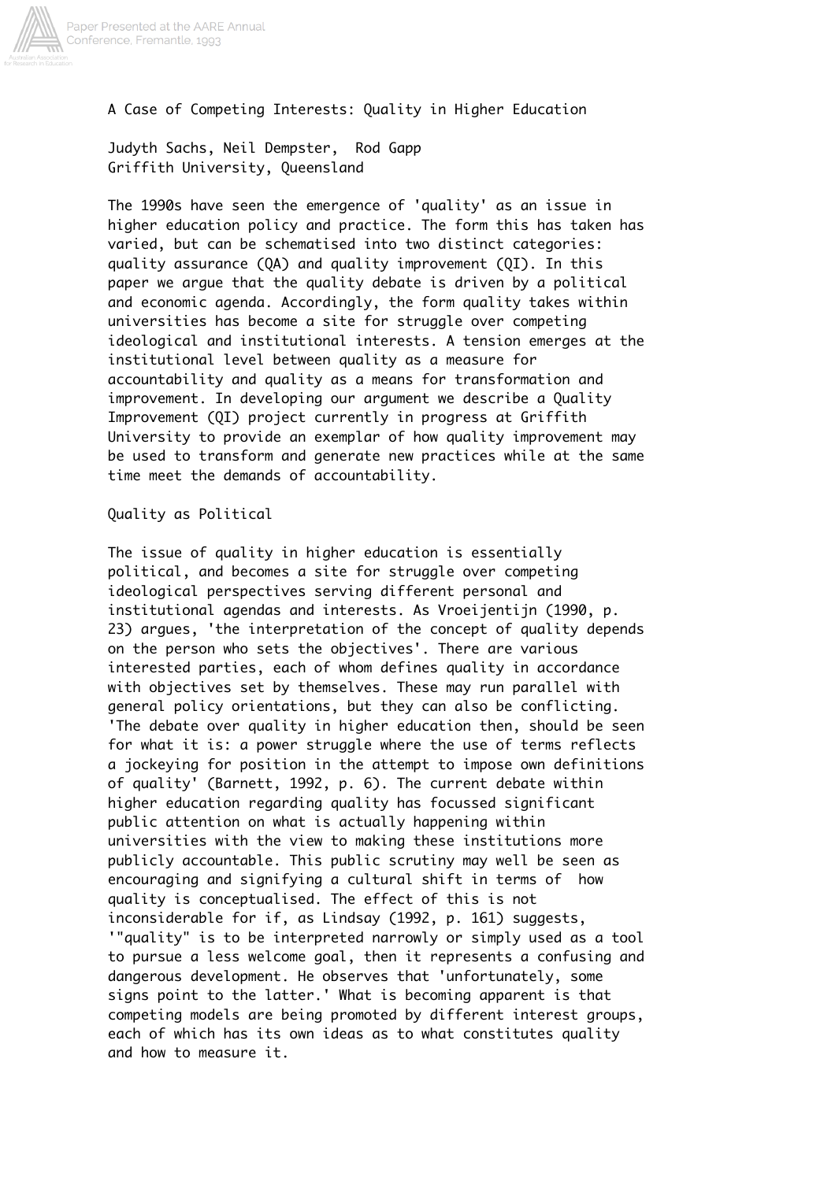# A Case of Competing Interests: Quality in Higher Education

Judyth Sachs, Neil Dempster, Rod Gapp
Griffith University, Queensland

The 1990s have seen the emergence of 'quality' as an issue in higher education policy and practice. The form this has taken has varied, but can be schematised into two distinct categories: quality assurance (QA) and quality improvement (QI). In this paper we argue that the quality debate is driven by a political and economic agenda. Accordingly, the form quality takes within universities has become a site for struggle over competing ideological and institutional interests. A tension emerges at the institutional level between quality as a measure for accountability and quality as a means for transformation and improvement. In developing our argument we describe a Quality Improvement (QI) project currently in progress at Griffith University to provide an exemplar of how quality improvement may be used to transform and generate new practices while at the same time meet the demands of accountability.

## Quality as Political

The issue of quality in higher education is essentially political, and becomes a site for struggle over competing ideological perspectives serving different personal and institutional agendas and interests. As Vroeijentijn (1990, p. 23) argues, 'the interpretation of the concept of quality depends on the person who sets the objectives'. There are various interested parties, each of whom defines quality in accordance with objectives set by themselves. These may run parallel with general policy orientations, but they can also be conflicting. 'The debate over quality in higher education then, should be seen for what it is: a power struggle where the use of terms reflects a jockeying for position in the attempt to impose own definitions of quality' (Barnett, 1992, p. 6). The current debate within higher education regarding quality has focussed significant public attention on what is actually happening within universities with the view to making these institutions more publicly accountable. This public scrutiny may well be seen as encouraging and signifying a cultural shift in terms of how quality is conceptualised. The effect of this is not inconsiderable for if, as Lindsay (1992, p. 161) suggests, '"quality" is to be interpreted narrowly or simply used as a tool to pursue a less welcome goal, then it represents a confusing and dangerous development. He observes that 'unfortunately, some signs point to the latter.' What is becoming apparent is that competing models are being promoted by different interest groups, each of which has its own ideas as to what constitutes quality and how to measure it.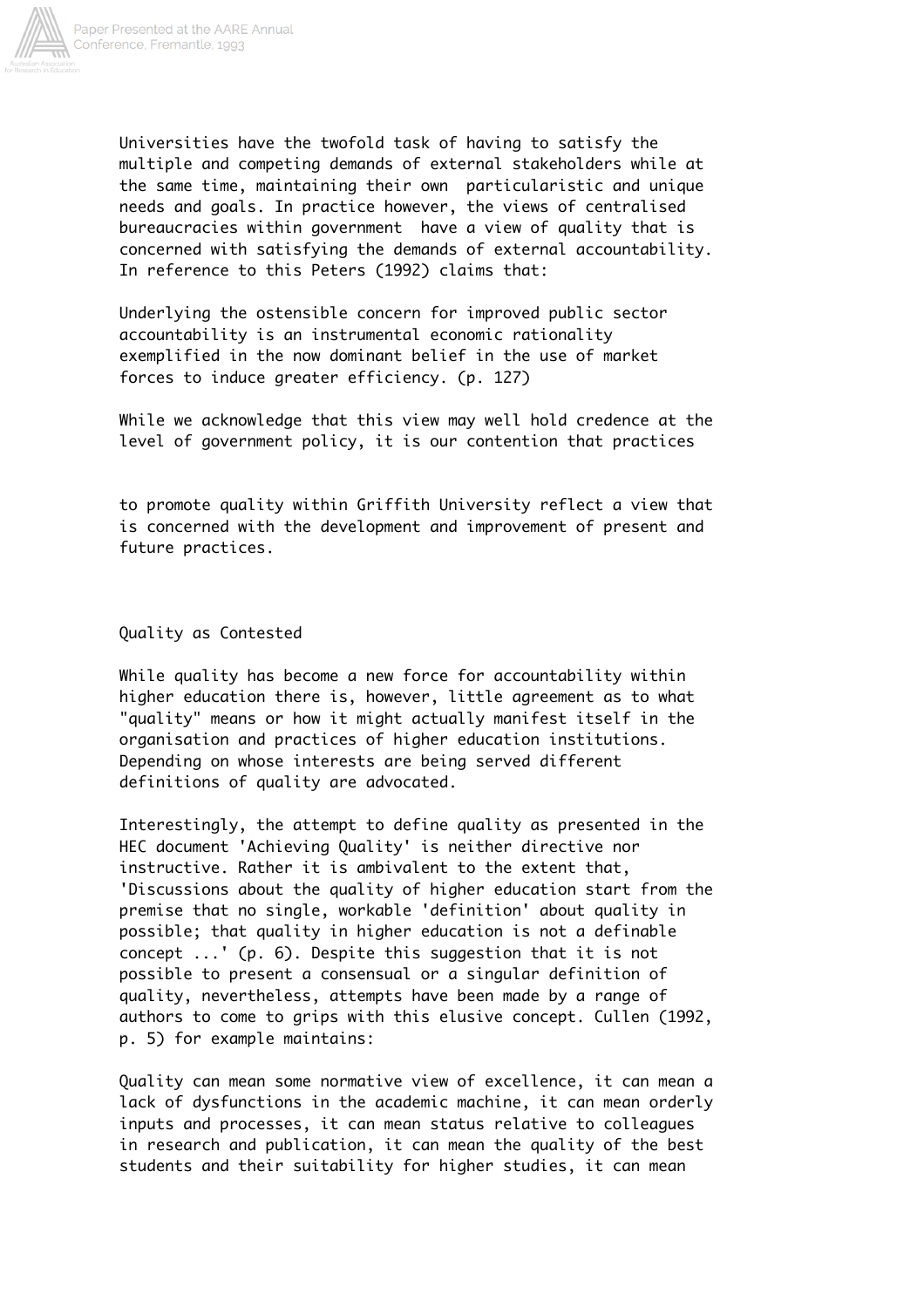Universities have the twofold task of having to satisfy the multiple and competing demands of external stakeholders while at the same time, maintaining their own particularistic and unique needs and goals. In practice however, the views of centralised bureaucracies within government have a view of quality that is concerned with satisfying the demands of external accountability. In reference to this Peters (1992) claims that:

> Underlying the ostensible concern for improved public sector accountability is an instrumental economic rationality exemplified in the now dominant belief in the use of market forces to induce greater efficiency. (p. 127)

While we acknowledge that this view may well hold credence at the level of government policy, it is our contention that practices to promote quality within Griffith University reflect a view that is concerned with the development and improvement of present and future practices.

## Quality as Contested

While quality has become a new force for accountability within higher education there is, however, little agreement as to what "quality" means or how it might actually manifest itself in the organisation and practices of higher education institutions. Depending on whose interests are being served different definitions of quality are advocated.

Interestingly, the attempt to define quality as presented in the HEC document 'Achieving Quality' is neither directive nor instructive. Rather it is ambivalent to the extent that, 'Discussions about the quality of higher education start from the premise that no single, workable 'definition' about quality in possible; that quality in higher education is not a definable concept ...' (p. 6). Despite this suggestion that it is not possible to present a consensual or a singular definition of quality, nevertheless, attempts have been made by a range of authors to come to grips with this elusive concept. Cullen (1992, p. 5) for example maintains:

> Quality can mean some normative view of excellence, it can mean a lack of dysfunctions in the academic machine, it can mean orderly inputs and processes, it can mean status relative to colleagues in research and publication, it can mean the quality of the best students and their suitability for higher studies, it can mean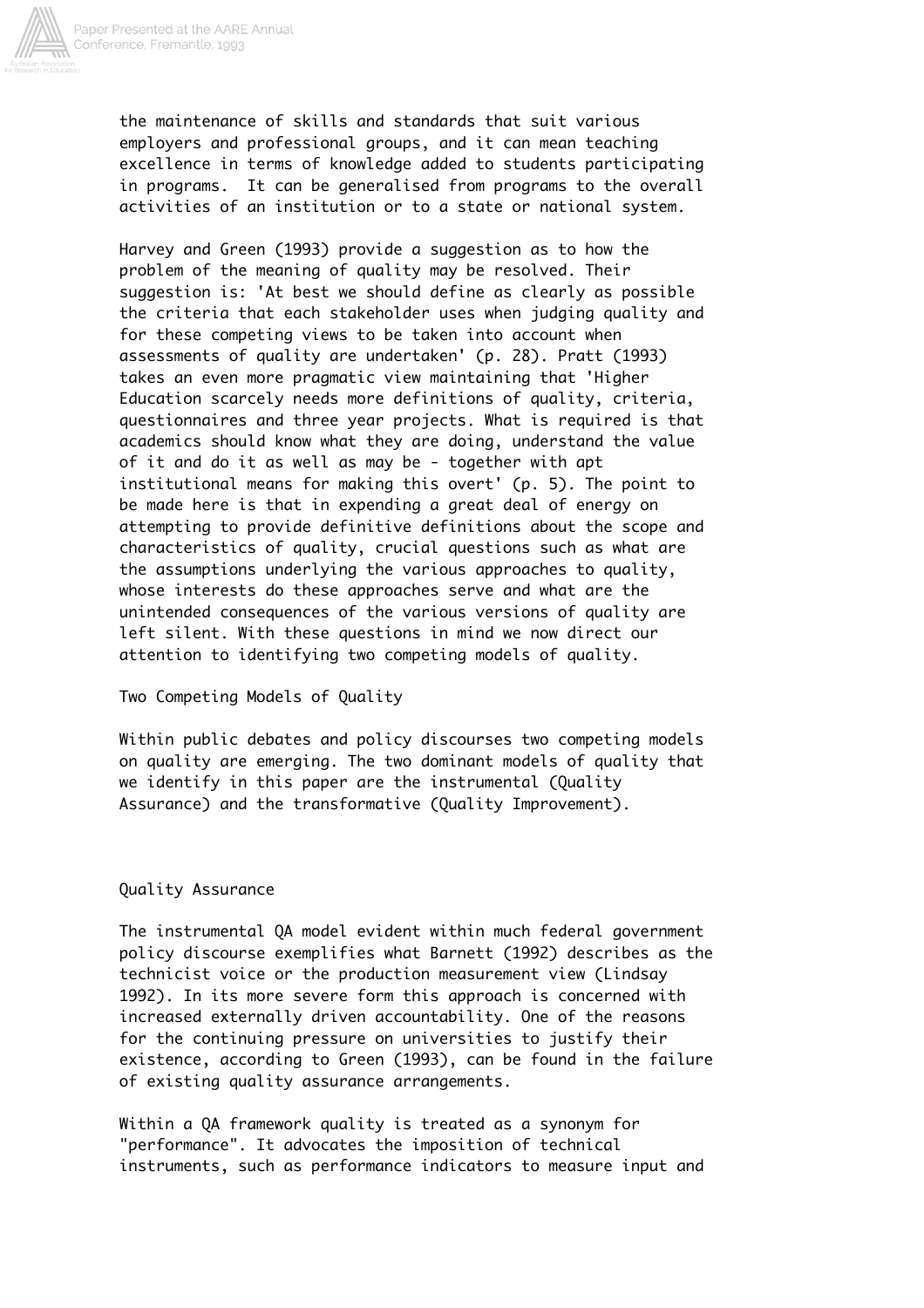the maintenance of skills and standards that suit various employers and professional groups, and it can mean teaching excellence in terms of knowledge added to students participating in programs. It can be generalised from programs to the overall activities of an institution or to a state or national system.

Harvey and Green (1993) provide a suggestion as to how the problem of the meaning of quality may be resolved. Their suggestion is: 'At best we should define as clearly as possible the criteria that each stakeholder uses when judging quality and for these competing views to be taken into account when assessments of quality are undertaken' (p. 28). Pratt (1993) takes an even more pragmatic view maintaining that 'Higher Education scarcely needs more definitions of quality, criteria, questionnaires and three year projects. What is required is that academics should know what they are doing, understand the value of it and do it as well as may be - together with apt institutional means for making this overt' (p. 5). The point to be made here is that in expending a great deal of energy on attempting to provide definitive definitions about the scope and characteristics of quality, crucial questions such as what are the assumptions underlying the various approaches to quality, whose interests do these approaches serve and what are the unintended consequences of the various versions of quality are left silent. With these questions in mind we now direct our attention to identifying two competing models of quality.

## Two Competing Models of Quality

Within public debates and policy discourses two competing models on quality are emerging. The two dominant models of quality that we identify in this paper are the instrumental (Quality Assurance) and the transformative (Quality Improvement).

### Quality Assurance

The instrumental QA model evident within much federal government policy discourse exemplifies what Barnett (1992) describes as the technicist voice or the production measurement view (Lindsay 1992). In its more severe form this approach is concerned with increased externally driven accountability. One of the reasons for the continuing pressure on universities to justify their existence, according to Green (1993), can be found in the failure of existing quality assurance arrangements.

Within a QA framework quality is treated as a synonym for "performance". It advocates the imposition of technical instruments, such as performance indicators to measure input and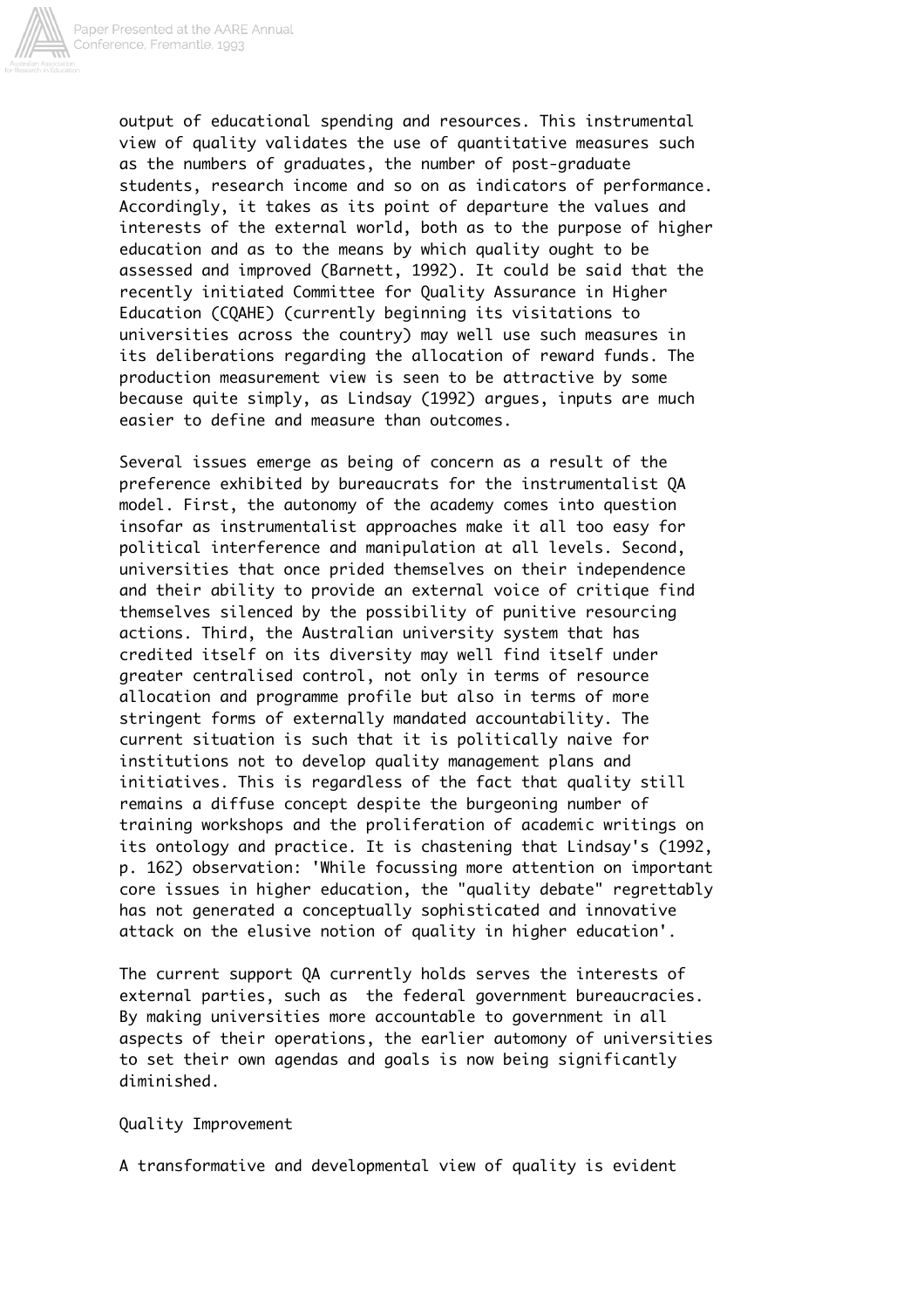output of educational spending and resources. This instrumental view of quality validates the use of quantitative measures such as the numbers of graduates, the number of post-graduate students, research income and so on as indicators of performance. Accordingly, it takes as its point of departure the values and interests of the external world, both as to the purpose of higher education and as to the means by which quality ought to be assessed and improved (Barnett, 1992). It could be said that the recently initiated Committee for Quality Assurance in Higher Education (CQAHE) (currently beginning its visitations to universities across the country) may well use such measures in its deliberations regarding the allocation of reward funds. The production measurement view is seen to be attractive by some because quite simply, as Lindsay (1992) argues, inputs are much easier to define and measure than outcomes.

Several issues emerge as being of concern as a result of the preference exhibited by bureaucrats for the instrumentalist QA model. First, the autonomy of the academy comes into question insofar as instrumentalist approaches make it all too easy for political interference and manipulation at all levels. Second, universities that once prided themselves on their independence and their ability to provide an external voice of critique find themselves silenced by the possibility of punitive resourcing actions. Third, the Australian university system that has credited itself on its diversity may well find itself under greater centralised control, not only in terms of resource allocation and programme profile but also in terms of more stringent forms of externally mandated accountability. The current situation is such that it is politically naive for institutions not to develop quality management plans and initiatives. This is regardless of the fact that quality still remains a diffuse concept despite the burgeoning number of training workshops and the proliferation of academic writings on its ontology and practice. It is chastening that Lindsay's (1992, p. 162) observation: 'While focussing more attention on important core issues in higher education, the "quality debate" regrettably has not generated a conceptually sophisticated and innovative attack on the elusive notion of quality in higher education'.

The current support QA currently holds serves the interests of external parties, such as the federal government bureaucracies. By making universities more accountable to government in all aspects of their operations, the earlier automony of universities to set their own agendas and goals is now being significantly diminished.

## Quality Improvement

A transformative and developmental view of quality is evident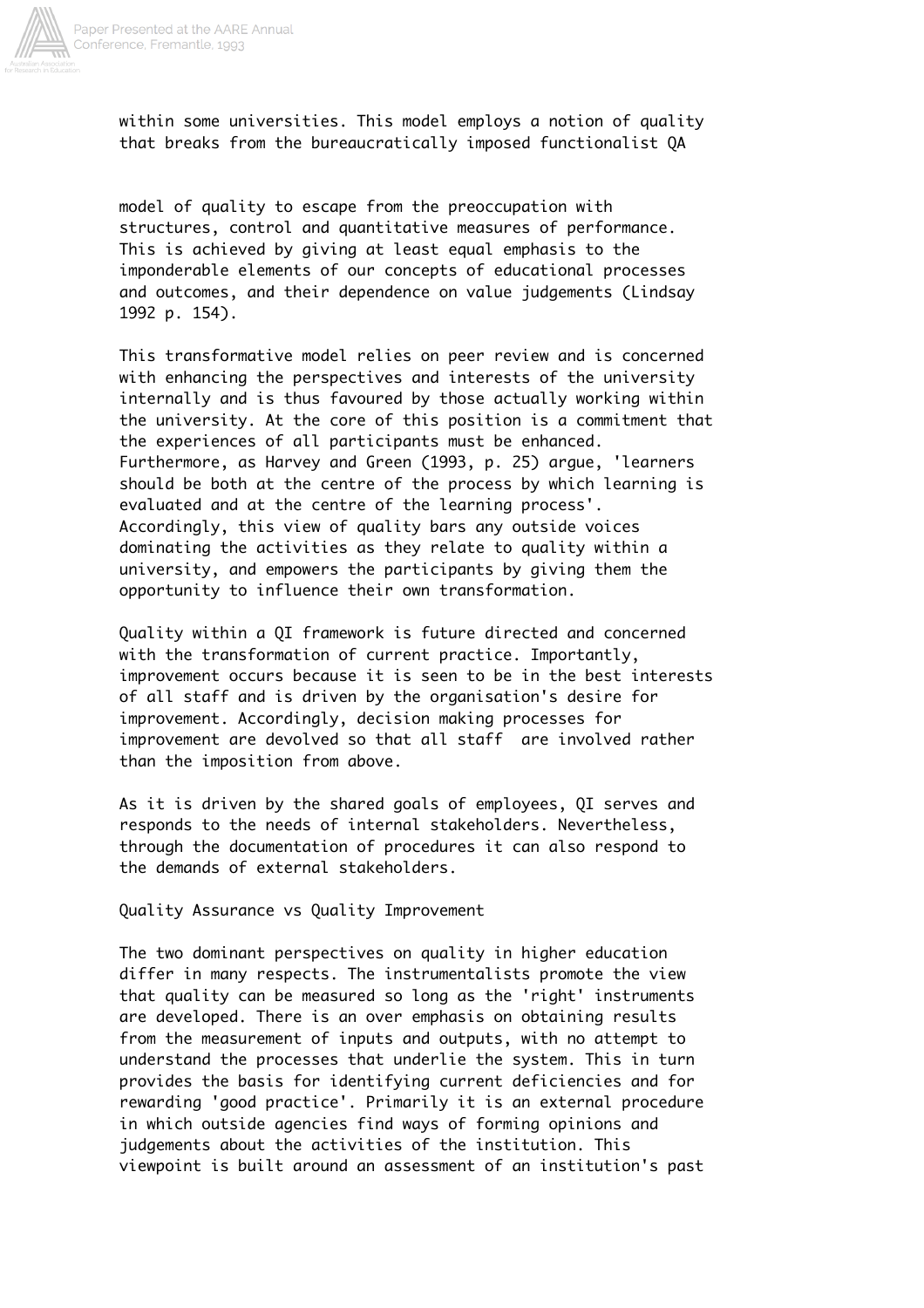within some universities. This model employs a notion of quality that breaks from the bureaucratically imposed functionalist QA

model of quality to escape from the preoccupation with structures, control and quantitative measures of performance. This is achieved by giving at least equal emphasis to the imponderable elements of our concepts of educational processes and outcomes, and their dependence on value judgements (Lindsay 1992 p. 154).

This transformative model relies on peer review and is concerned with enhancing the perspectives and interests of the university internally and is thus favoured by those actually working within the university. At the core of this position is a commitment that the experiences of all participants must be enhanced. Furthermore, as Harvey and Green (1993, p. 25) argue, 'learners should be both at the centre of the process by which learning is evaluated and at the centre of the learning process'. Accordingly, this view of quality bars any outside voices dominating the activities as they relate to quality within a university, and empowers the participants by giving them the opportunity to influence their own transformation.

Quality within a QI framework is future directed and concerned with the transformation of current practice. Importantly, improvement occurs because it is seen to be in the best interests of all staff and is driven by the organisation's desire for improvement. Accordingly, decision making processes for improvement are devolved so that all staff are involved rather than the imposition from above.

As it is driven by the shared goals of employees, QI serves and responds to the needs of internal stakeholders. Nevertheless, through the documentation of procedures it can also respond to the demands of external stakeholders.

## Quality Assurance vs Quality Improvement

The two dominant perspectives on quality in higher education differ in many respects. The instrumentalists promote the view that quality can be measured so long as the 'right' instruments are developed. There is an over emphasis on obtaining results from the measurement of inputs and outputs, with no attempt to understand the processes that underlie the system. This in turn provides the basis for identifying current deficiencies and for rewarding 'good practice'. Primarily it is an external procedure in which outside agencies find ways of forming opinions and judgements about the activities of the institution. This viewpoint is built around an assessment of an institution's past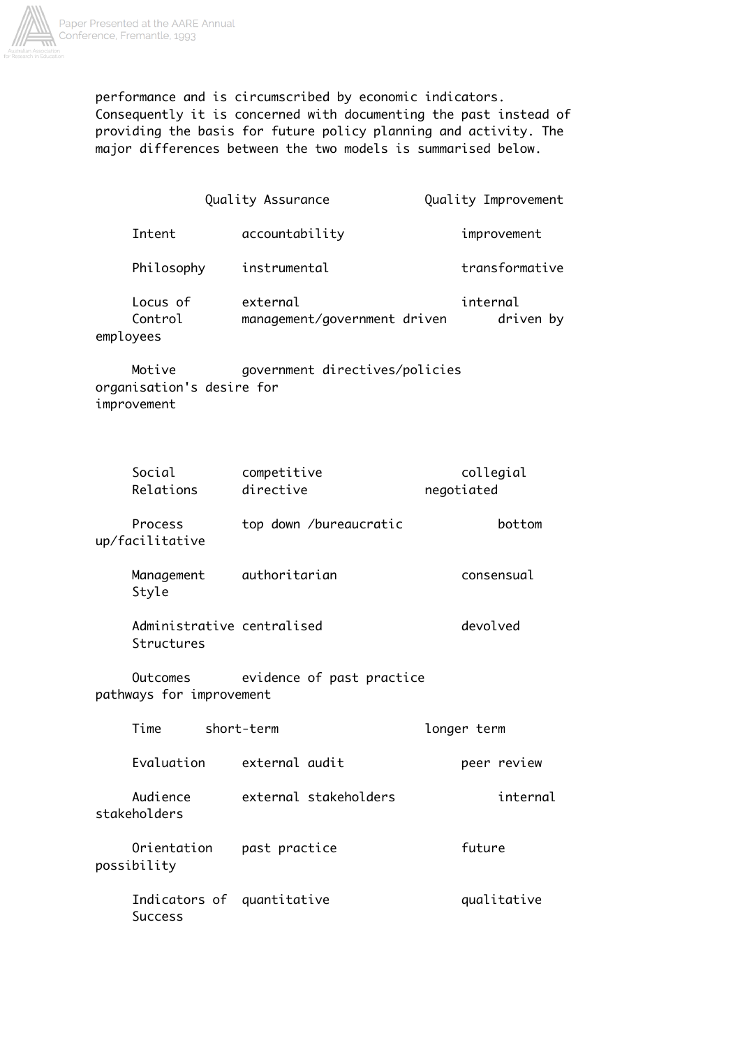performance and is circumscribed by economic indicators. Consequently it is concerned with documenting the past instead of providing the basis for future policy planning and activity. The major differences between the two models is summarised below.

| | Quality Assurance | Quality Improvement |
|---|---|---|
| Intent | accountability | improvement |
| Philosophy | instrumental | transformative |
| Locus of Control | external<br>management/government driven | internal<br>driven by employees |
| Motive | government directives/policies | organisation's desire for improvement |
| Social Relations | competitive<br>directive | collegial<br>negotiated |
| Process | top down /bureaucratic | bottom up/facilitative |
| Management Style | authoritarian | consensual |
| Administrative Structures | centralised | devolved |
| Outcomes | evidence of past practice | pathways for improvement |
| Time | short-term | longer term |
| Evaluation | external audit | peer review |
| Audience | external stakeholders | internal stakeholders |
| Orientation | past practice | future possibility |
| Indicators of Success | quantitative | qualitative |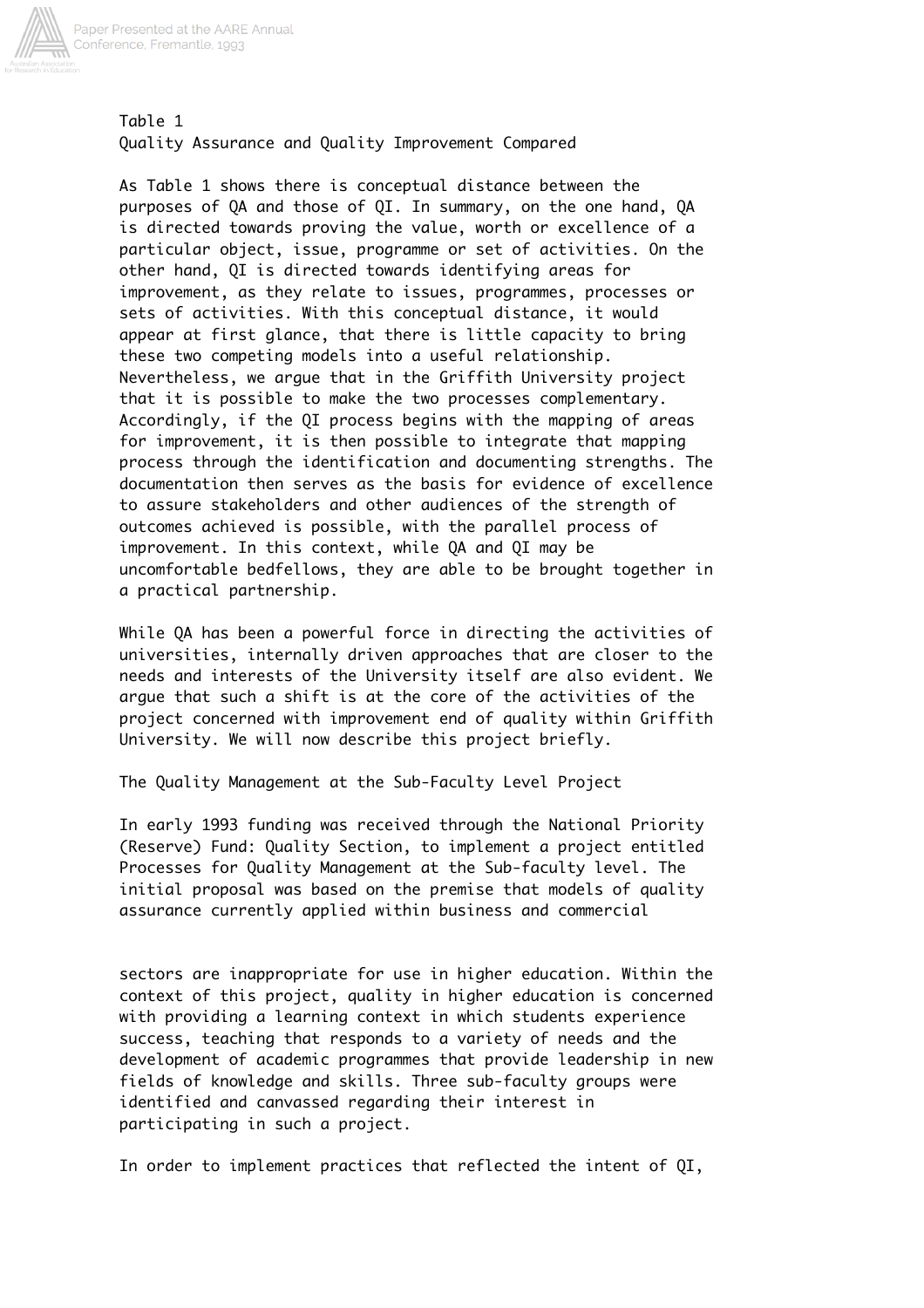Table 1
Quality Assurance and Quality Improvement Compared

As Table 1 shows there is conceptual distance between the purposes of QA and those of QI. In summary, on the one hand, QA is directed towards proving the value, worth or excellence of a particular object, issue, programme or set of activities. On the other hand, QI is directed towards identifying areas for improvement, as they relate to issues, programmes, processes or sets of activities. With this conceptual distance, it would appear at first glance, that there is little capacity to bring these two competing models into a useful relationship. Nevertheless, we argue that in the Griffith University project that it is possible to make the two processes complementary. Accordingly, if the QI process begins with the mapping of areas for improvement, it is then possible to integrate that mapping process through the identification and documenting strengths. The documentation then serves as the basis for evidence of excellence to assure stakeholders and other audiences of the strength of outcomes achieved is possible, with the parallel process of improvement. In this context, while QA and QI may be uncomfortable bedfellows, they are able to be brought together in a practical partnership.

While QA has been a powerful force in directing the activities of universities, internally driven approaches that are closer to the needs and interests of the University itself are also evident. We argue that such a shift is at the core of the activities of the project concerned with improvement end of quality within Griffith University. We will now describe this project briefly.

## The Quality Management at the Sub-Faculty Level Project

In early 1993 funding was received through the National Priority (Reserve) Fund: Quality Section, to implement a project entitled Processes for Quality Management at the Sub-faculty level. The initial proposal was based on the premise that models of quality assurance currently applied within business and commercial sectors are inappropriate for use in higher education. Within the context of this project, quality in higher education is concerned with providing a learning context in which students experience success, teaching that responds to a variety of needs and the development of academic programmes that provide leadership in new fields of knowledge and skills. Three sub-faculty groups were identified and canvassed regarding their interest in participating in such a project.

In order to implement practices that reflected the intent of QI,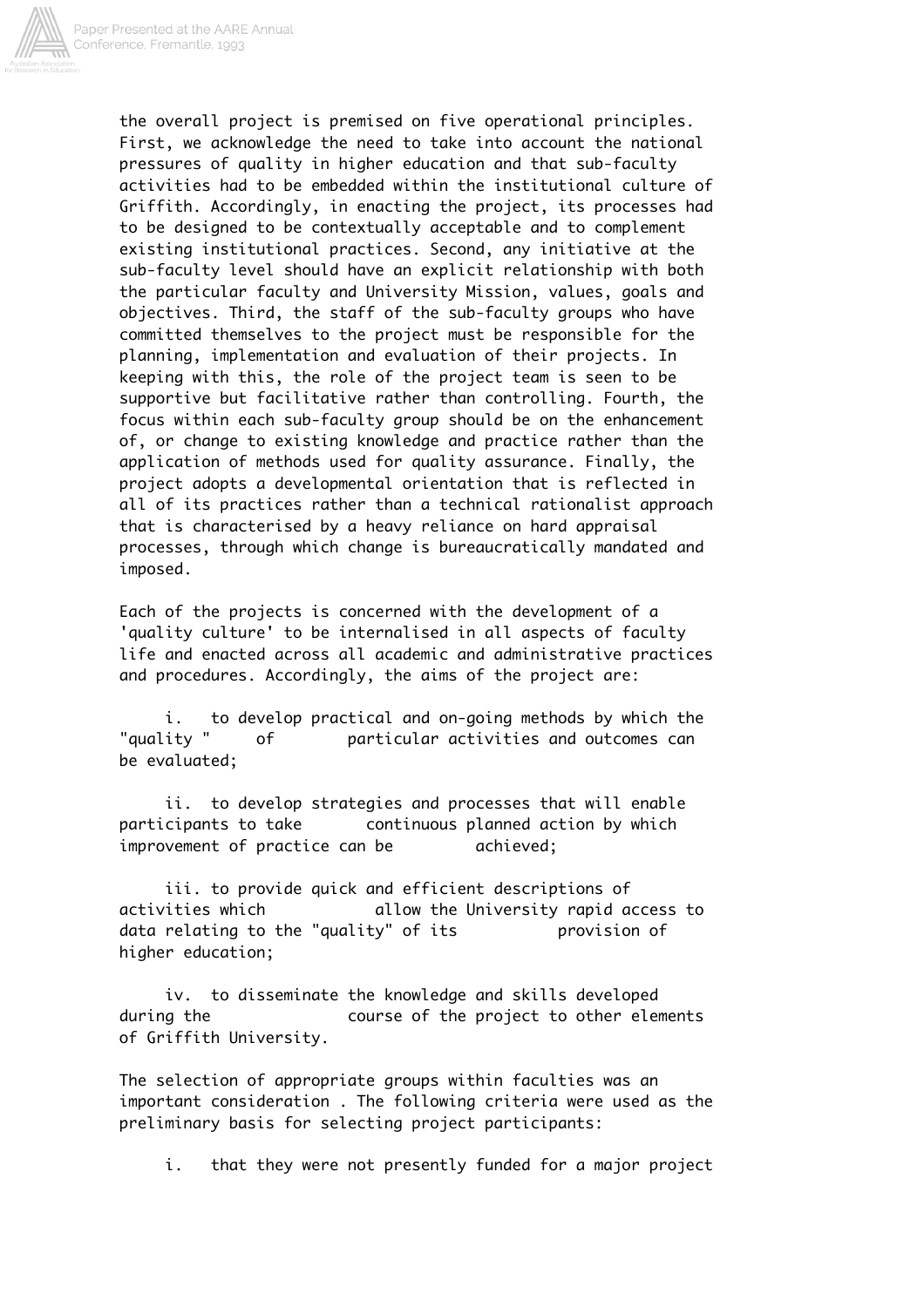the overall project is premised on five operational principles. First, we acknowledge the need to take into account the national pressures of quality in higher education and that sub-faculty activities had to be embedded within the institutional culture of Griffith. Accordingly, in enacting the project, its processes had to be designed to be contextually acceptable and to complement existing institutional practices. Second, any initiative at the sub-faculty level should have an explicit relationship with both the particular faculty and University Mission, values, goals and objectives. Third, the staff of the sub-faculty groups who have committed themselves to the project must be responsible for the planning, implementation and evaluation of their projects. In keeping with this, the role of the project team is seen to be supportive but facilitative rather than controlling. Fourth, the focus within each sub-faculty group should be on the enhancement of, or change to existing knowledge and practice rather than the application of methods used for quality assurance. Finally, the project adopts a developmental orientation that is reflected in all of its practices rather than a technical rationalist approach that is characterised by a heavy reliance on hard appraisal processes, through which change is bureaucratically mandated and imposed.

Each of the projects is concerned with the development of a 'quality culture' to be internalised in all aspects of faculty life and enacted across all academic and administrative practices and procedures. Accordingly, the aims of the project are:

i. to develop practical and on-going methods by which the "quality " of particular activities and outcomes can be evaluated;

ii. to develop strategies and processes that will enable participants to take continuous planned action by which improvement of practice can be achieved;

iii. to provide quick and efficient descriptions of activities which allow the University rapid access to data relating to the "quality" of its provision of higher education;

iv. to disseminate the knowledge and skills developed during the course of the project to other elements of Griffith University.

The selection of appropriate groups within faculties was an important consideration . The following criteria were used as the preliminary basis for selecting project participants:

i. that they were not presently funded for a major project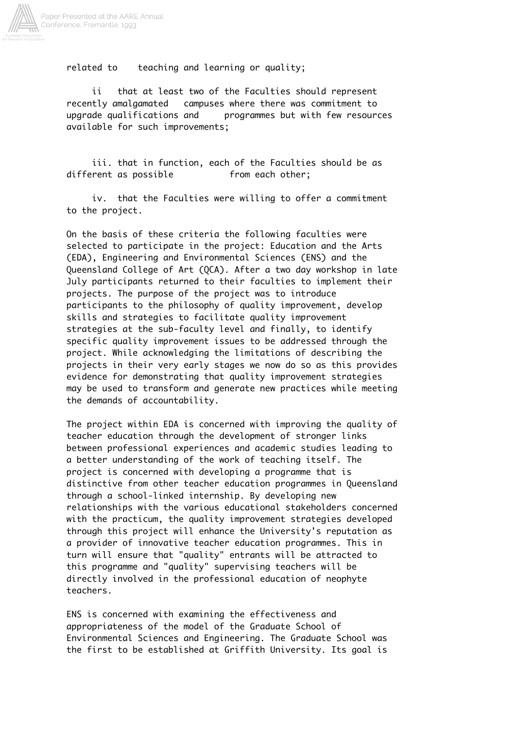related to teaching and learning or quality;

ii that at least two of the Faculties should represent recently amalgamated campuses where there was commitment to upgrade qualifications and programmes but with few resources available for such improvements;

iii. that in function, each of the Faculties should be as different as possible from each other;

iv. that the Faculties were willing to offer a commitment to the project.

On the basis of these criteria the following faculties were selected to participate in the project: Education and the Arts (EDA), Engineering and Environmental Sciences (ENS) and the Queensland College of Art (QCA). After a two day workshop in late July participants returned to their faculties to implement their projects. The purpose of the project was to introduce participants to the philosophy of quality improvement, develop skills and strategies to facilitate quality improvement strategies at the sub-faculty level and finally, to identify specific quality improvement issues to be addressed through the project. While acknowledging the limitations of describing the projects in their very early stages we now do so as this provides evidence for demonstrating that quality improvement strategies may be used to transform and generate new practices while meeting the demands of accountability.

The project within EDA is concerned with improving the quality of teacher education through the development of stronger links between professional experiences and academic studies leading to a better understanding of the work of teaching itself. The project is concerned with developing a programme that is distinctive from other teacher education programmes in Queensland through a school-linked internship. By developing new relationships with the various educational stakeholders concerned with the practicum, the quality improvement strategies developed through this project will enhance the University's reputation as a provider of innovative teacher education programmes. This in turn will ensure that "quality" entrants will be attracted to this programme and "quality" supervising teachers will be directly involved in the professional education of neophyte teachers.

ENS is concerned with examining the effectiveness and appropriateness of the model of the Graduate School of Environmental Sciences and Engineering. The Graduate School was the first to be established at Griffith University. Its goal is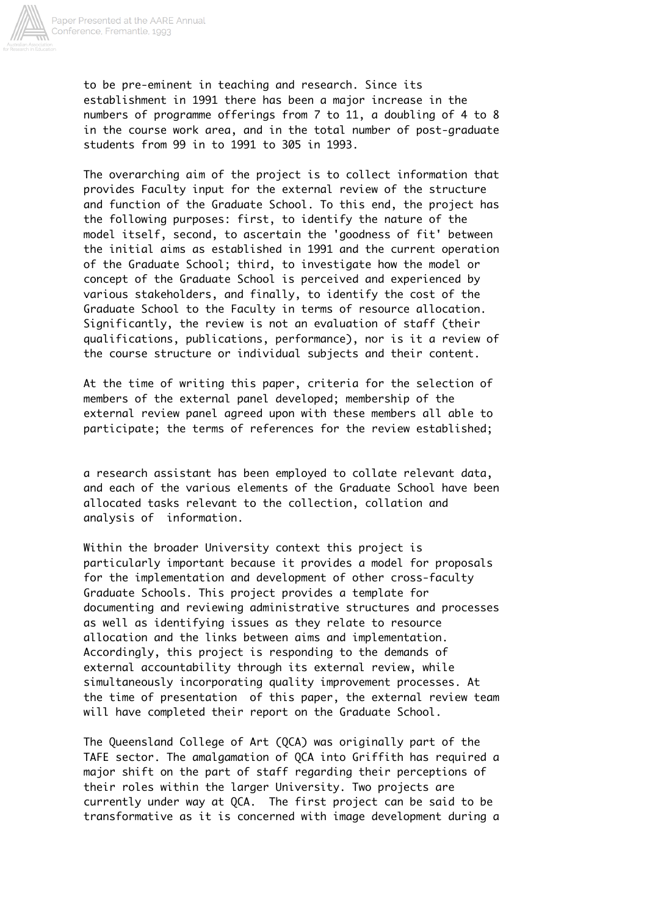to be pre-eminent in teaching and research. Since its establishment in 1991 there has been a major increase in the numbers of programme offerings from 7 to 11, a doubling of 4 to 8 in the course work area, and in the total number of post-graduate students from 99 in to 1991 to 305 in 1993.

The overarching aim of the project is to collect information that provides Faculty input for the external review of the structure and function of the Graduate School. To this end, the project has the following purposes: first, to identify the nature of the model itself, second, to ascertain the 'goodness of fit' between the initial aims as established in 1991 and the current operation of the Graduate School; third, to investigate how the model or concept of the Graduate School is perceived and experienced by various stakeholders, and finally, to identify the cost of the Graduate School to the Faculty in terms of resource allocation. Significantly, the review is not an evaluation of staff (their qualifications, publications, performance), nor is it a review of the course structure or individual subjects and their content.

At the time of writing this paper, criteria for the selection of members of the external panel developed; membership of the external review panel agreed upon with these members all able to participate; the terms of references for the review established; a research assistant has been employed to collate relevant data, and each of the various elements of the Graduate School have been allocated tasks relevant to the collection, collation and analysis of information.

Within the broader University context this project is particularly important because it provides a model for proposals for the implementation and development of other cross-faculty Graduate Schools. This project provides a template for documenting and reviewing administrative structures and processes as well as identifying issues as they relate to resource allocation and the links between aims and implementation. Accordingly, this project is responding to the demands of external accountability through its external review, while simultaneously incorporating quality improvement processes. At the time of presentation of this paper, the external review team will have completed their report on the Graduate School.

The Queensland College of Art (QCA) was originally part of the TAFE sector. The amalgamation of QCA into Griffith has required a major shift on the part of staff regarding their perceptions of their roles within the larger University. Two projects are currently under way at QCA. The first project can be said to be transformative as it is concerned with image development during a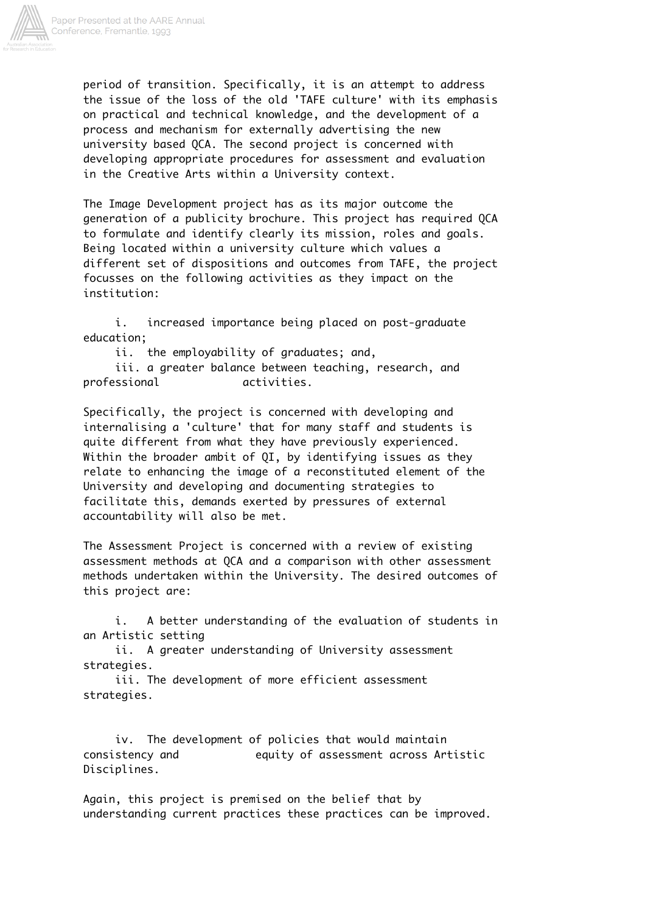period of transition. Specifically, it is an attempt to address the issue of the loss of the old 'TAFE culture' with its emphasis on practical and technical knowledge, and the development of a process and mechanism for externally advertising the new university based QCA. The second project is concerned with developing appropriate procedures for assessment and evaluation in the Creative Arts within a University context.

The Image Development project has as its major outcome the generation of a publicity brochure. This project has required QCA to formulate and identify clearly its mission, roles and goals. Being located within a university culture which values a different set of dispositions and outcomes from TAFE, the project focusses on the following activities as they impact on the institution:

i. increased importance being placed on post-graduate education;
ii. the employability of graduates; and,
iii. a greater balance between teaching, research, and professional activities.

Specifically, the project is concerned with developing and internalising a 'culture' that for many staff and students is quite different from what they have previously experienced. Within the broader ambit of QI, by identifying issues as they relate to enhancing the image of a reconstituted element of the University and developing and documenting strategies to facilitate this, demands exerted by pressures of external accountability will also be met.

The Assessment Project is concerned with a review of existing assessment methods at QCA and a comparison with other assessment methods undertaken within the University. The desired outcomes of this project are:

i. A better understanding of the evaluation of students in an Artistic setting
ii. A greater understanding of University assessment strategies.
iii. The development of more efficient assessment strategies.
iv. The development of policies that would maintain consistency and equity of assessment across Artistic Disciplines.

Again, this project is premised on the belief that by understanding current practices these practices can be improved.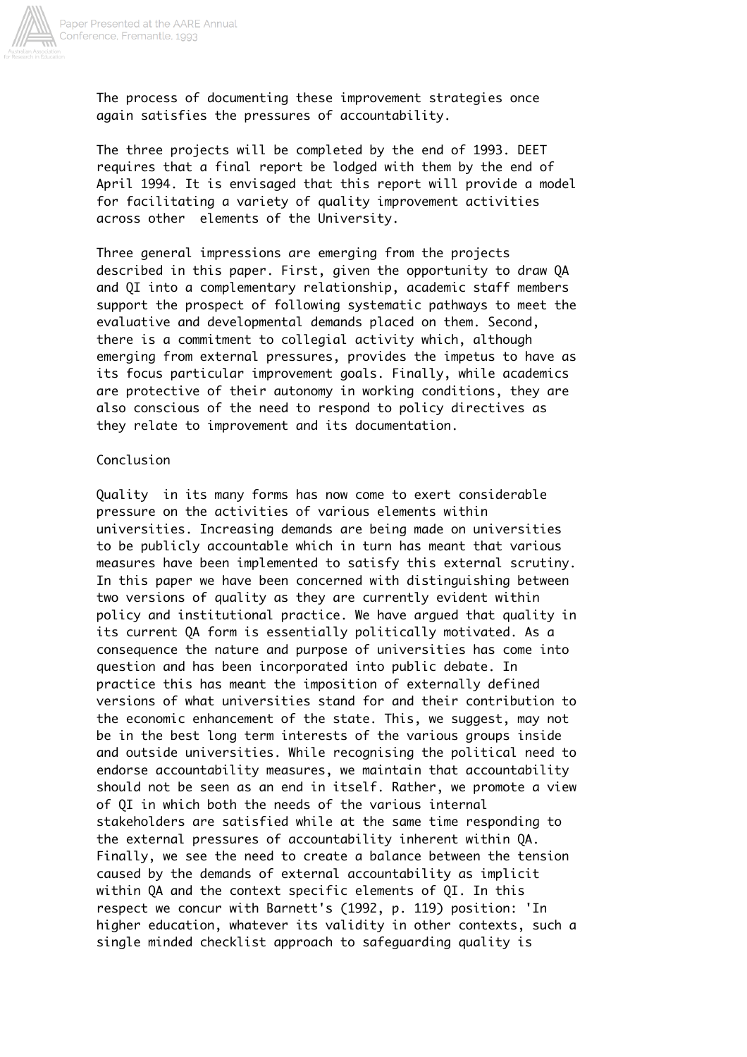The process of documenting these improvement strategies once again satisfies the pressures of accountability.

The three projects will be completed by the end of 1993. DEET requires that a final report be lodged with them by the end of April 1994. It is envisaged that this report will provide a model for facilitating a variety of quality improvement activities across other elements of the University.

Three general impressions are emerging from the projects described in this paper. First, given the opportunity to draw QA and QI into a complementary relationship, academic staff members support the prospect of following systematic pathways to meet the evaluative and developmental demands placed on them. Second, there is a commitment to collegial activity which, although emerging from external pressures, provides the impetus to have as its focus particular improvement goals. Finally, while academics are protective of their autonomy in working conditions, they are also conscious of the need to respond to policy directives as they relate to improvement and its documentation.

## Conclusion

Quality in its many forms has now come to exert considerable pressure on the activities of various elements within universities. Increasing demands are being made on universities to be publicly accountable which in turn has meant that various measures have been implemented to satisfy this external scrutiny. In this paper we have been concerned with distinguishing between two versions of quality as they are currently evident within policy and institutional practice. We have argued that quality in its current QA form is essentially politically motivated. As a consequence the nature and purpose of universities has come into question and has been incorporated into public debate. In practice this has meant the imposition of externally defined versions of what universities stand for and their contribution to the economic enhancement of the state. This, we suggest, may not be in the best long term interests of the various groups inside and outside universities. While recognising the political need to endorse accountability measures, we maintain that accountability should not be seen as an end in itself. Rather, we promote a view of QI in which both the needs of the various internal stakeholders are satisfied while at the same time responding to the external pressures of accountability inherent within QA. Finally, we see the need to create a balance between the tension caused by the demands of external accountability as implicit within QA and the context specific elements of QI. In this respect we concur with Barnett's (1992, p. 119) position: 'In higher education, whatever its validity in other contexts, such a single minded checklist approach to safeguarding quality is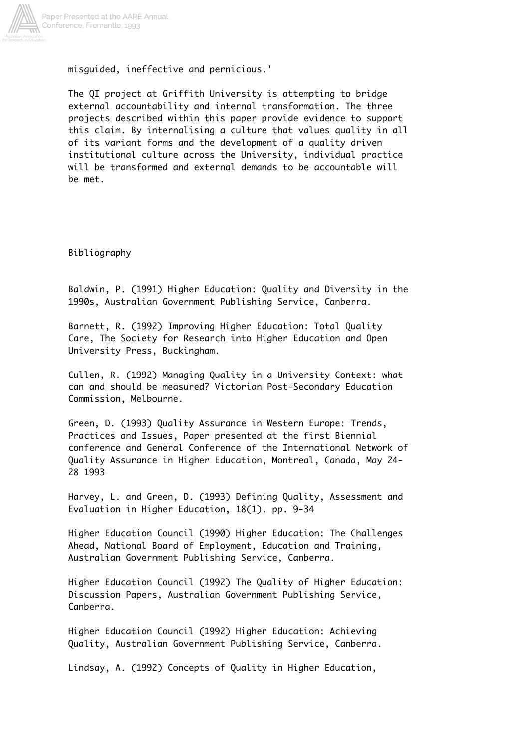misguided, ineffective and pernicious.'

The QI project at Griffith University is attempting to bridge external accountability and internal transformation. The three projects described within this paper provide evidence to support this claim. By internalising a culture that values quality in all of its variant forms and the development of a quality driven institutional culture across the University, individual practice will be transformed and external demands to be accountable will be met.

## Bibliography

Baldwin, P. (1991) Higher Education: Quality and Diversity in the 1990s, Australian Government Publishing Service, Canberra.

Barnett, R. (1992) Improving Higher Education: Total Quality Care, The Society for Research into Higher Education and Open University Press, Buckingham.

Cullen, R. (1992) Managing Quality in a University Context: what can and should be measured? Victorian Post-Secondary Education Commission, Melbourne.

Green, D. (1993) Quality Assurance in Western Europe: Trends, Practices and Issues, Paper presented at the first Biennial conference and General Conference of the International Network of Quality Assurance in Higher Education, Montreal, Canada, May 24-28 1993

Harvey, L. and Green, D. (1993) Defining Quality, Assessment and Evaluation in Higher Education, 18(1). pp. 9-34

Higher Education Council (1990) Higher Education: The Challenges Ahead, National Board of Employment, Education and Training, Australian Government Publishing Service, Canberra.

Higher Education Council (1992) The Quality of Higher Education: Discussion Papers, Australian Government Publishing Service, Canberra.

Higher Education Council (1992) Higher Education: Achieving Quality, Australian Government Publishing Service, Canberra.

Lindsay, A. (1992) Concepts of Quality in Higher Education,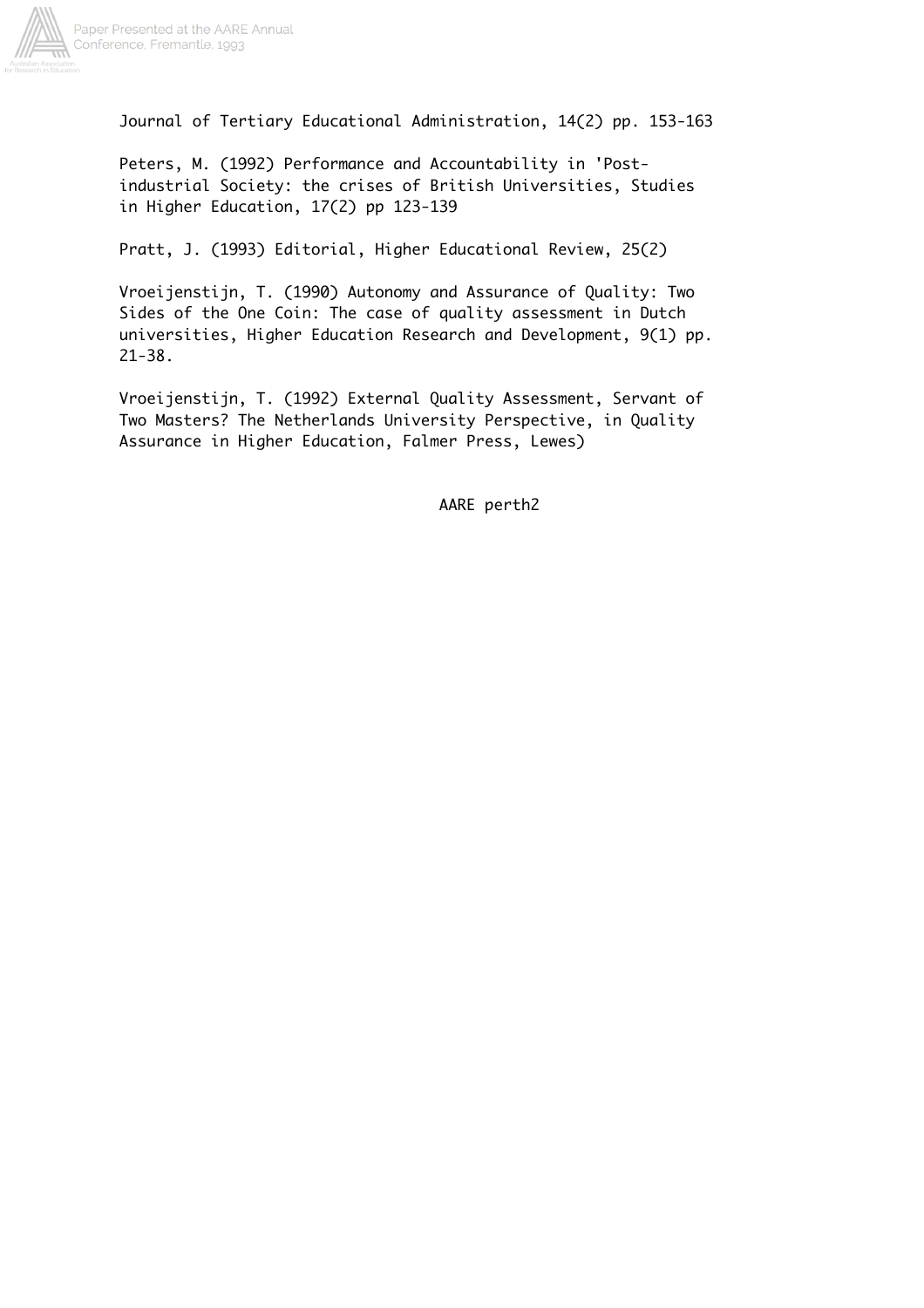Journal of Tertiary Educational Administration, 14(2) pp. 153-163

Peters, M. (1992) Performance and Accountability in 'Post-industrial Society: the crises of British Universities, Studies in Higher Education, 17(2) pp 123-139

Pratt, J. (1993) Editorial, Higher Educational Review, 25(2)

Vroeijenstijn, T. (1990) Autonomy and Assurance of Quality: Two Sides of the One Coin: The case of quality assessment in Dutch universities, Higher Education Research and Development, 9(1) pp. 21-38.

Vroeijenstijn, T. (1992) External Quality Assessment, Servant of Two Masters? The Netherlands University Perspective, in Quality Assurance in Higher Education, Falmer Press, Lewes)

AARE perth2